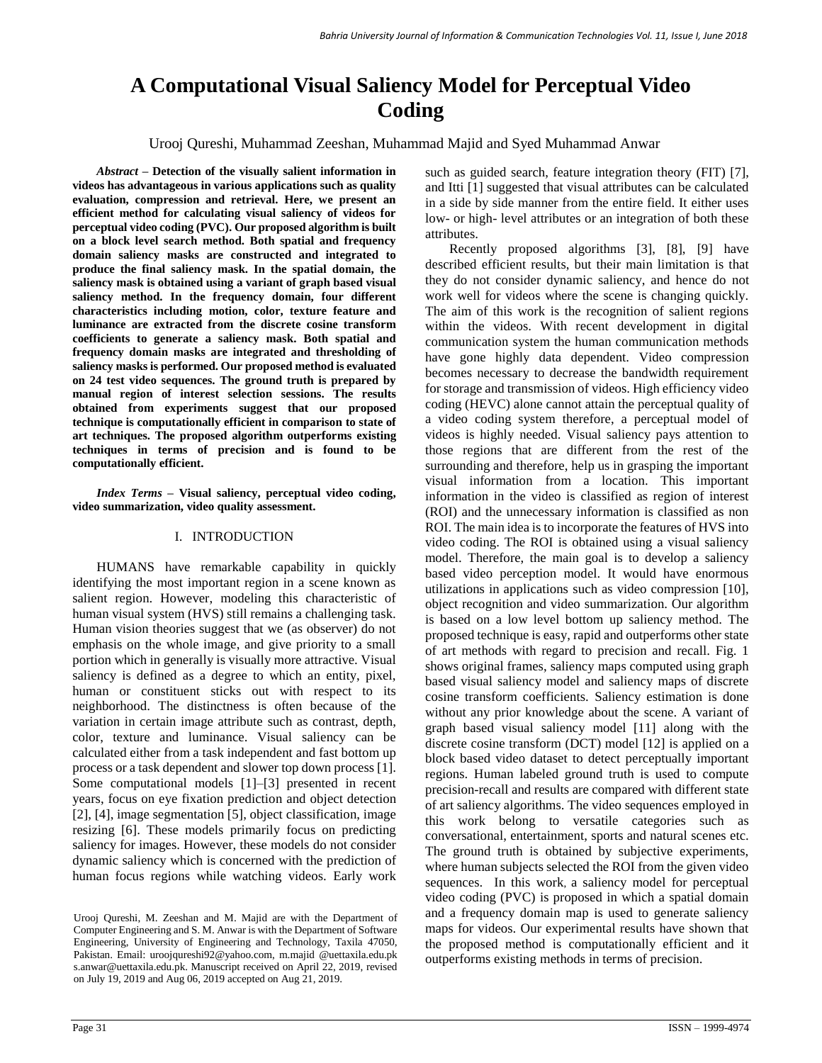# A Computational Visual Saliency Model for Perceptual Video Coding

Urooj Qureshi, Muhammad Zeeshan, Muhammad Majid and Syed Muhammad Anwar

***Abstract*** **– Detection of the visually salient information in videos has advantageous in various applications such as quality evaluation, compression and retrieval. Here, we present an efficient method for calculating visual saliency of videos for perceptual video coding (PVC). Our proposed algorithm is built on a block level search method. Both spatial and frequency domain saliency masks are constructed and integrated to produce the final saliency mask. In the spatial domain, the saliency mask is obtained using a variant of graph based visual saliency method. In the frequency domain, four different characteristics including motion, color, texture feature and luminance are extracted from the discrete cosine transform coefficients to generate a saliency mask. Both spatial and frequency domain masks are integrated and thresholding of saliency masks is performed. Our proposed method is evaluated on 24 test video sequences. The ground truth is prepared by manual region of interest selection sessions. The results obtained from experiments suggest that our proposed technique is computationally efficient in comparison to state of art techniques. The proposed algorithm outperforms existing techniques in terms of precision and is found to be computationally efficient.**

***Index Terms*** **– Visual saliency, perceptual video coding, video summarization, video quality assessment.**

## I. INTRODUCTION

HUMANS have remarkable capability in quickly identifying the most important region in a scene known as salient region. However, modeling this characteristic of human visual system (HVS) still remains a challenging task. Human vision theories suggest that we (as observer) do not emphasis on the whole image, and give priority to a small portion which in generally is visually more attractive. Visual saliency is defined as a degree to which an entity, pixel, human or constituent sticks out with respect to its neighborhood. The distinctness is often because of the variation in certain image attribute such as contrast, depth, color, texture and luminance. Visual saliency can be calculated either from a task independent and fast bottom up process or a task dependent and slower top down process [1]. Some computational models [1]–[3] presented in recent years, focus on eye fixation prediction and object detection [2], [4], image segmentation [5], object classification, image resizing [6]. These models primarily focus on predicting saliency for images. However, these models do not consider dynamic saliency which is concerned with the prediction of human focus regions while watching videos. Early work such as guided search, feature integration theory (FIT) [7], and Itti [1] suggested that visual attributes can be calculated in a side by side manner from the entire field. It either uses low- or high- level attributes or an integration of both these attributes.

Recently proposed algorithms [3], [8], [9] have described efficient results, but their main limitation is that they do not consider dynamic saliency, and hence do not work well for videos where the scene is changing quickly. The aim of this work is the recognition of salient regions within the videos. With recent development in digital communication system the human communication methods have gone highly data dependent. Video compression becomes necessary to decrease the bandwidth requirement for storage and transmission of videos. High efficiency video coding (HEVC) alone cannot attain the perceptual quality of a video coding system therefore, a perceptual model of videos is highly needed. Visual saliency pays attention to those regions that are different from the rest of the surrounding and therefore, help us in grasping the important visual information from a location. This important information in the video is classified as region of interest (ROI) and the unnecessary information is classified as non ROI. The main idea is to incorporate the features of HVS into video coding. The ROI is obtained using a visual saliency model. Therefore, the main goal is to develop a saliency based video perception model. It would have enormous utilizations in applications such as video compression [10], object recognition and video summarization. Our algorithm is based on a low level bottom up saliency method. The proposed technique is easy, rapid and outperforms other state of art methods with regard to precision and recall. Fig. 1 shows original frames, saliency maps computed using graph based visual saliency model and saliency maps of discrete cosine transform coefficients. Saliency estimation is done without any prior knowledge about the scene. A variant of graph based visual saliency model [11] along with the discrete cosine transform (DCT) model [12] is applied on a block based video dataset to detect perceptually important regions. Human labeled ground truth is used to compute precision-recall and results are compared with different state of art saliency algorithms. The video sequences employed in this work belong to versatile categories such as conversational, entertainment, sports and natural scenes etc. The ground truth is obtained by subjective experiments, where human subjects selected the ROI from the given video sequences. In this work, a saliency model for perceptual video coding (PVC) is proposed in which a spatial domain and a frequency domain map is used to generate saliency maps for videos. Our experimental results have shown that the proposed method is computationally efficient and it outperforms existing methods in terms of precision.

Urooj Qureshi, M. Zeeshan and M. Majid are with the Department of Computer Engineering and S. M. Anwar is with the Department of Software Engineering, University of Engineering and Technology, Taxila 47050, Pakistan. Email: uroojqureshi92@yahoo.com, m.majid @uettaxila.edu.pk s.anwar@uettaxila.edu.pk. Manuscript received on April 22, 2019, revised on July 19, 2019 and Aug 06, 2019 accepted on Aug 21, 2019.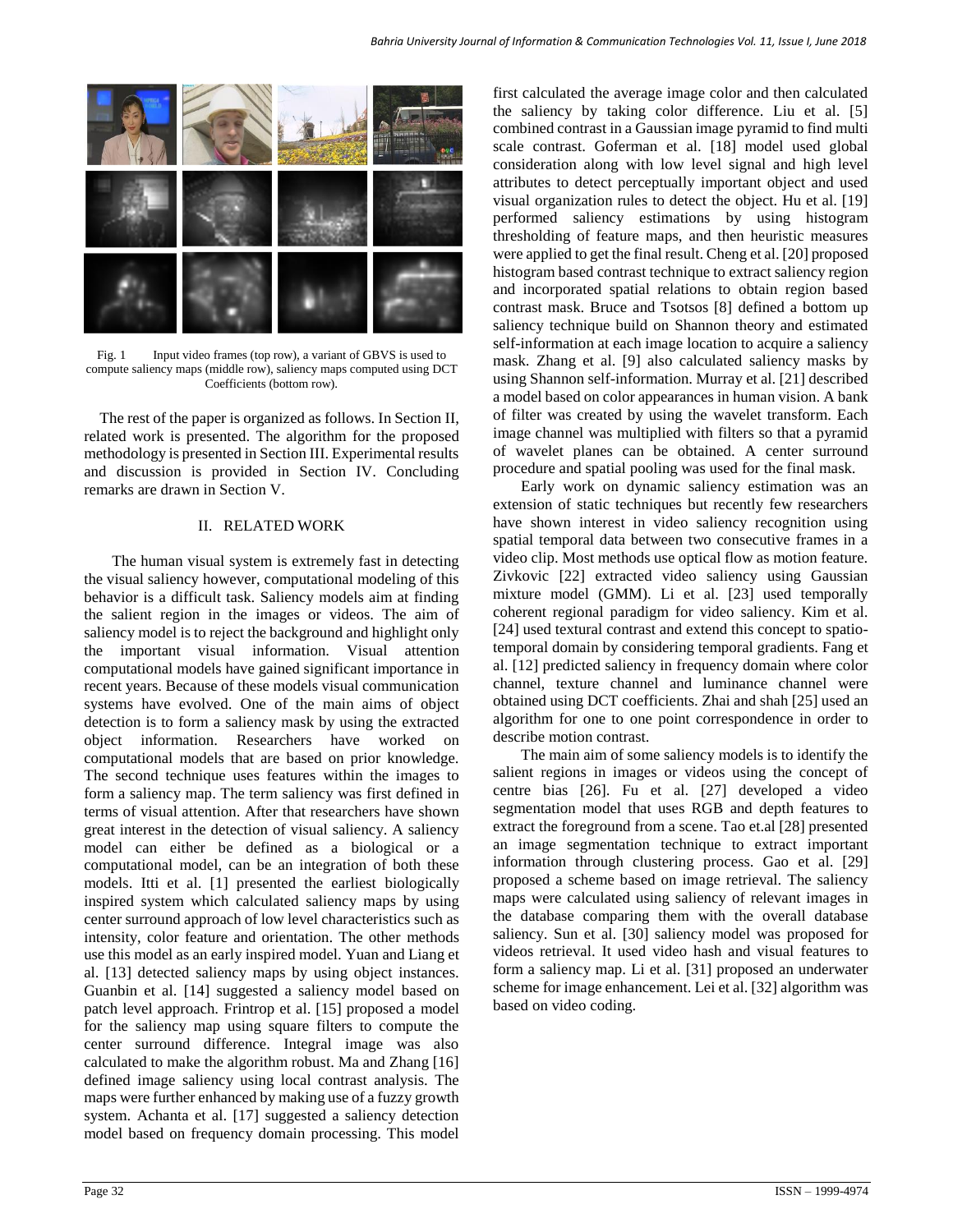Fig. 1 Input video frames (top row), a variant of GBVS is used to compute saliency maps (middle row), saliency maps computed using DCT Coefficients (bottom row).

The rest of the paper is organized as follows. In Section II, related work is presented. The algorithm for the proposed methodology is presented in Section III. Experimental results and discussion is provided in Section IV. Concluding remarks are drawn in Section V.

## II. RELATED WORK

The human visual system is extremely fast in detecting the visual saliency however, computational modeling of this behavior is a difficult task. Saliency models aim at finding the salient region in the images or videos. The aim of saliency model is to reject the background and highlight only the important visual information. Visual attention computational models have gained significant importance in recent years. Because of these models visual communication systems have evolved. One of the main aims of object detection is to form a saliency mask by using the extracted object information. Researchers have worked on computational models that are based on prior knowledge. The second technique uses features within the images to form a saliency map. The term saliency was first defined in terms of visual attention. After that researchers have shown great interest in the detection of visual saliency. A saliency model can either be defined as a biological or a computational model, can be an integration of both these models. Itti et al. [1] presented the earliest biologically inspired system which calculated saliency maps by using center surround approach of low level characteristics such as intensity, color feature and orientation. The other methods use this model as an early inspired model. Yuan and Liang et al. [13] detected saliency maps by using object instances. Guanbin et al. [14] suggested a saliency model based on patch level approach. Frintrop et al. [15] proposed a model for the saliency map using square filters to compute the center surround difference. Integral image was also calculated to make the algorithm robust. Ma and Zhang [16] defined image saliency using local contrast analysis. The maps were further enhanced by making use of a fuzzy growth system. Achanta et al. [17] suggested a saliency detection model based on frequency domain processing. This model first calculated the average image color and then calculated the saliency by taking color difference. Liu et al. [5] combined contrast in a Gaussian image pyramid to find multi scale contrast. Goferman et al. [18] model used global consideration along with low level signal and high level attributes to detect perceptually important object and used visual organization rules to detect the object. Hu et al. [19] performed saliency estimations by using histogram thresholding of feature maps, and then heuristic measures were applied to get the final result. Cheng et al. [20] proposed histogram based contrast technique to extract saliency region and incorporated spatial relations to obtain region based contrast mask. Bruce and Tsotsos [8] defined a bottom up saliency technique build on Shannon theory and estimated self-information at each image location to acquire a saliency mask. Zhang et al. [9] also calculated saliency masks by using Shannon self-information. Murray et al. [21] described a model based on color appearances in human vision. A bank of filter was created by using the wavelet transform. Each image channel was multiplied with filters so that a pyramid of wavelet planes can be obtained. A center surround procedure and spatial pooling was used for the final mask.

Early work on dynamic saliency estimation was an extension of static techniques but recently few researchers have shown interest in video saliency recognition using spatial temporal data between two consecutive frames in a video clip. Most methods use optical flow as motion feature. Zivkovic [22] extracted video saliency using Gaussian mixture model (GMM). Li et al. [23] used temporally coherent regional paradigm for video saliency. Kim et al. [24] used textural contrast and extend this concept to spatio-temporal domain by considering temporal gradients. Fang et al. [12] predicted saliency in frequency domain where color channel, texture channel and luminance channel were obtained using DCT coefficients. Zhai and shah [25] used an algorithm for one to one point correspondence in order to describe motion contrast.

The main aim of some saliency models is to identify the salient regions in images or videos using the concept of centre bias [26]. Fu et al. [27] developed a video segmentation model that uses RGB and depth features to extract the foreground from a scene. Tao et.al [28] presented an image segmentation technique to extract important information through clustering process. Gao et al. [29] proposed a scheme based on image retrieval. The saliency maps were calculated using saliency of relevant images in the database comparing them with the overall database saliency. Sun et al. [30] saliency model was proposed for videos retrieval. It used video hash and visual features to form a saliency map. Li et al. [31] proposed an underwater scheme for image enhancement. Lei et al. [32] algorithm was based on video coding.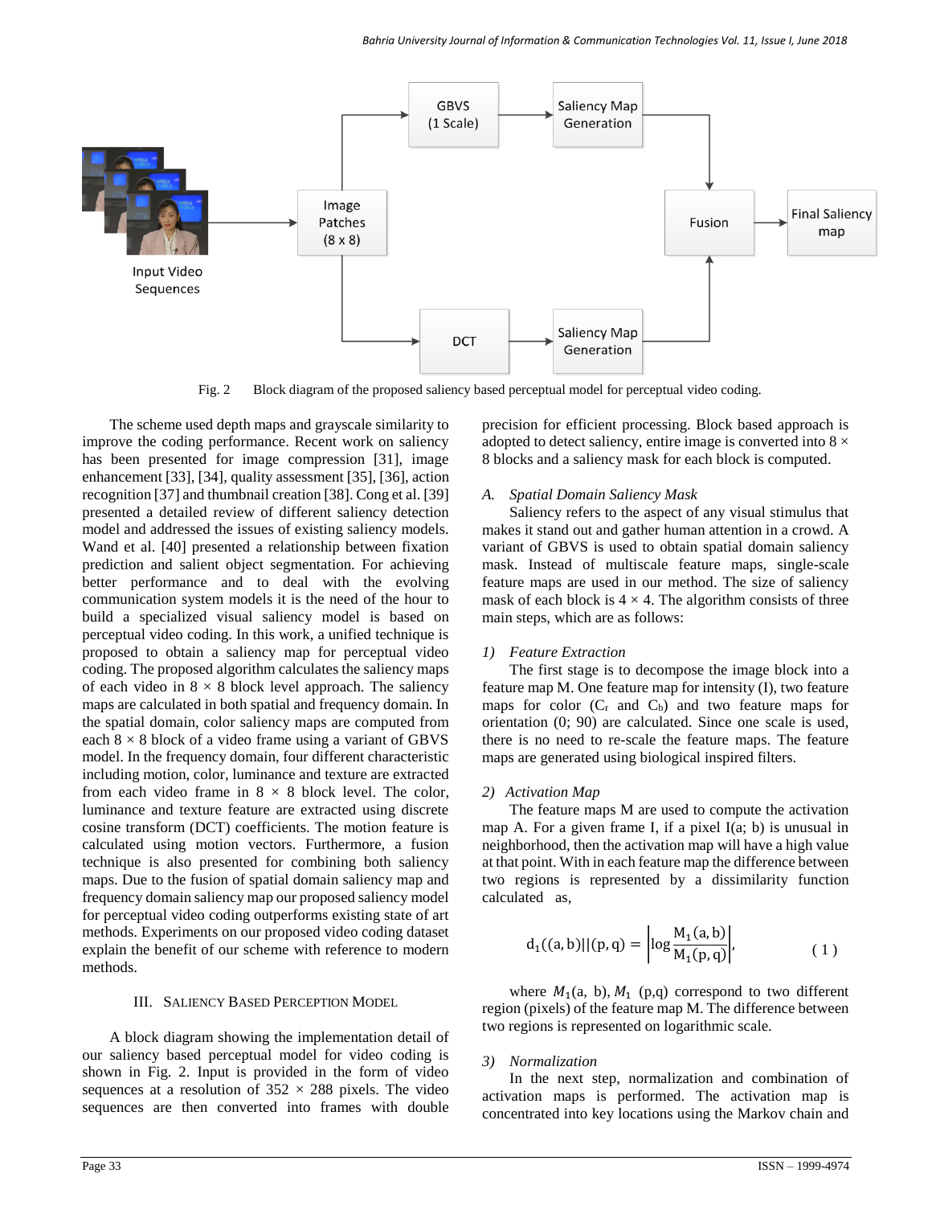Fig. 2 Block diagram of the proposed saliency based perceptual model for perceptual video coding.

The scheme used depth maps and grayscale similarity to improve the coding performance. Recent work on saliency has been presented for image compression [31], image enhancement [33], [34], quality assessment [35], [36], action recognition [37] and thumbnail creation [38]. Cong et al. [39] presented a detailed review of different saliency detection model and addressed the issues of existing saliency models. Wand et al. [40] presented a relationship between fixation prediction and salient object segmentation. For achieving better performance and to deal with the evolving communication system models it is the need of the hour to build a specialized visual saliency model is based on perceptual video coding. In this work, a unified technique is proposed to obtain a saliency map for perceptual video coding. The proposed algorithm calculates the saliency maps of each video in $8 \times 8$ block level approach. The saliency maps are calculated in both spatial and frequency domain. In the spatial domain, color saliency maps are computed from each $8 \times 8$ block of a video frame using a variant of GBVS model. In the frequency domain, four different characteristic including motion, color, luminance and texture are extracted from each video frame in $8 \times 8$ block level. The color, luminance and texture feature are extracted using discrete cosine transform (DCT) coefficients. The motion feature is calculated using motion vectors. Furthermore, a fusion technique is also presented for combining both saliency maps. Due to the fusion of spatial domain saliency map and frequency domain saliency map our proposed saliency model for perceptual video coding outperforms existing state of art methods. Experiments on our proposed video coding dataset explain the benefit of our scheme with reference to modern methods.

## III. Saliency Based Perception Model

A block diagram showing the implementation detail of our saliency based perceptual model for video coding is shown in Fig. 2. Input is provided in the form of video sequences at a resolution of $352 \times 288$ pixels. The video sequences are then converted into frames with double precision for efficient processing. Block based approach is adopted to detect saliency, entire image is converted into $8 \times 8$ blocks and a saliency mask for each block is computed.

### A. Spatial Domain Saliency Mask

Saliency refers to the aspect of any visual stimulus that makes it stand out and gather human attention in a crowd. A variant of GBVS is used to obtain spatial domain saliency mask. Instead of multiscale feature maps, single-scale feature maps are used in our method. The size of saliency mask of each block is $4 \times 4$. The algorithm consists of three main steps, which are as follows:

#### 1) Feature Extraction

The first stage is to decompose the image block into a feature map M. One feature map for intensity (I), two feature maps for color ($C_r$ and $C_b$) and two feature maps for orientation (0; 90) are calculated. Since one scale is used, there is no need to re-scale the feature maps. The feature maps are generated using biological inspired filters.

#### 2) Activation Map

The feature maps M are used to compute the activation map A. For a given frame I, if a pixel I(a; b) is unusual in neighborhood, then the activation map will have a high value at that point. With in each feature map the difference between two regions is represented by a dissimilarity function calculated as,

$$d_1((a,b)||(p,q)) = \left|\log \frac{M_1(a,b)}{M_1(p,q)}\right|, \quad (1)$$

where $M_1(a, b)$, $M_1(p,q)$ correspond to two different region (pixels) of the feature map M. The difference between two regions is represented on logarithmic scale.

#### 3) Normalization

In the next step, normalization and combination of activation maps is performed. The activation map is concentrated into key locations using the Markov chain and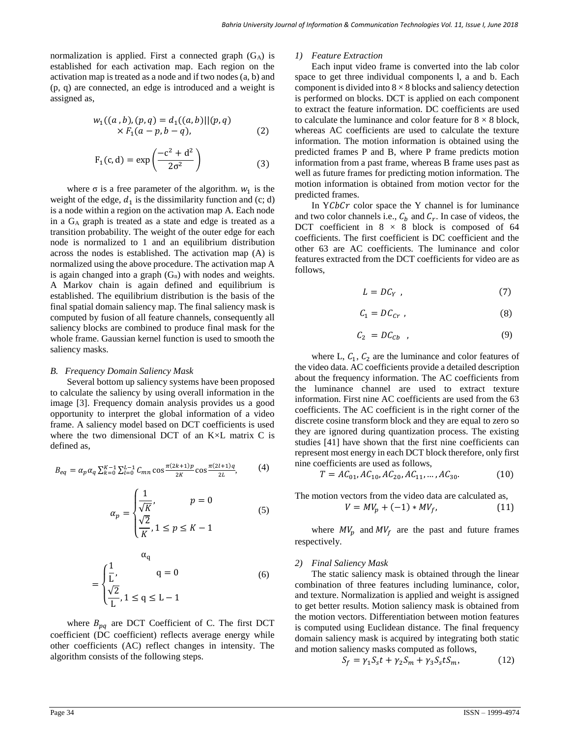normalization is applied. First a connected graph ($G_A$) is established for each activation map. Each region on the activation map is treated as a node and if two nodes (a, b) and (p, q) are connected, an edge is introduced and a weight is assigned as,

$$w_1((a\ ,b),(p,q) = d_1((a,b)||(p,q) \times F_1(a-p,b-q), \tag{2}$$

$$\mathrm{F}_1(\mathrm{c},\mathrm{d}) = \exp\left(\frac{-\mathrm{c}^2+\mathrm{d}^2}{2\sigma^2}\right) \tag{3}$$

where σ is a free parameter of the algorithm. $w_1$ is the weight of the edge, $d_1$ is the dissimilarity function and (c; d) is a node within a region on the activation map A. Each node in a $G_A$ graph is treated as a state and edge is treated as a transition probability. The weight of the outer edge for each node is normalized to 1 and an equilibrium distribution across the nodes is established. The activation map (A) is normalized using the above procedure. The activation map A is again changed into a graph ($G_n$) with nodes and weights. A Markov chain is again defined and equilibrium is established. The equilibrium distribution is the basis of the final spatial domain saliency map. The final saliency mask is computed by fusion of all feature channels, consequently all saliency blocks are combined to produce final mask for the whole frame. Gaussian kernel function is used to smooth the saliency masks.

### *B. Frequency Domain Saliency Mask*

Several bottom up saliency systems have been proposed to calculate the saliency by using overall information in the image [3]. Frequency domain analysis provides us a good opportunity to interpret the global information of a video frame. A saliency model based on DCT coefficients is used where the two dimensional DCT of an K×L matrix C is defined as,

$$B_{eq} = \alpha_p \alpha_q \sum_{k=0}^{K-1} \sum_{l=0}^{L-1} C_{mn} \cos\frac{\pi(2k+1)p}{2K} \cos\frac{\pi(2l+1)q}{2L}, \tag{4}$$

$$\alpha_p = \begin{cases} \dfrac{1}{\sqrt{K}}, & p = 0 \\ \dfrac{\sqrt{2}}{K}, & 1 \leq p \leq K-1 \end{cases} \tag{5}$$

$$\alpha_q = \begin{cases} \dfrac{1}{\mathrm{L}}, & \mathrm{q} = 0 \\ \dfrac{\sqrt{2}}{\mathrm{L}}, & 1 \leq \mathrm{q} \leq \mathrm{L}-1 \end{cases} \tag{6}$$

where $B_{pq}$ are DCT Coefficient of C. The first DCT coefficient (DC coefficient) reflects average energy while other coefficients (AC) reflect changes in intensity. The algorithm consists of the following steps.

#### *1) Feature Extraction*

Each input video frame is converted into the lab color space to get three individual components l, a and b. Each component is divided into 8 × 8 blocks and saliency detection is performed on blocks. DCT is applied on each component to extract the feature information. DC coefficients are used to calculate the luminance and color feature for 8 × 8 block, whereas AC coefficients are used to calculate the texture information. The motion information is obtained using the predicted frames P and B, where P frame predicts motion information from a past frame, whereas B frame uses past as well as future frames for predicting motion information. The motion information is obtained from motion vector for the predicted frames.

In $YCbCr$ color space the Y channel is for luminance and two color channels i.e., $C_b$ and $C_r$. In case of videos, the DCT coefficient in 8 × 8 block is composed of 64 coefficients. The first coefficient is DC coefficient and the other 63 are AC coefficients. The luminance and color features extracted from the DCT coefficients for video are as follows,

$$L = DC_Y\ , \tag{7}$$

$$C_1 = DC_{Cr}\ , \tag{8}$$

$$C_2 = DC_{Cb}\ , \tag{9}$$

where L, $C_1$, $C_2$ are the luminance and color features of the video data. AC coefficients provide a detailed description about the frequency information. The AC coefficients from the luminance channel are used to extract texture information. First nine AC coefficients are used from the 63 coefficients. The AC coefficient is in the right corner of the discrete cosine transform block and they are equal to zero so they are ignored during quantization process. The existing studies [41] have shown that the first nine coefficients can represent most energy in each DCT block therefore, only first nine coefficients are used as follows,

$$T = AC_{01}, AC_{10}, AC_{20}, AC_{11}, \dots, AC_{30}. \tag{10}$$

The motion vectors from the video data are calculated as,

$$V = MV_p + (-1) * MV_f, \tag{11}$$

where $MV_p$ and $MV_f$ are the past and future frames respectively.

#### *2) Final Saliency Mask*

The static saliency mask is obtained through the linear combination of three features including luminance, color, and texture. Normalization is applied and weight is assigned to get better results. Motion saliency mask is obtained from the motion vectors. Differentiation between motion features is computed using Euclidean distance. The final frequency domain saliency mask is acquired by integrating both static and motion saliency masks computed as follows,

$$S_f = \gamma_1 S_s t + \gamma_2 S_m + \gamma_3 S_s t S_m, \tag{12}$$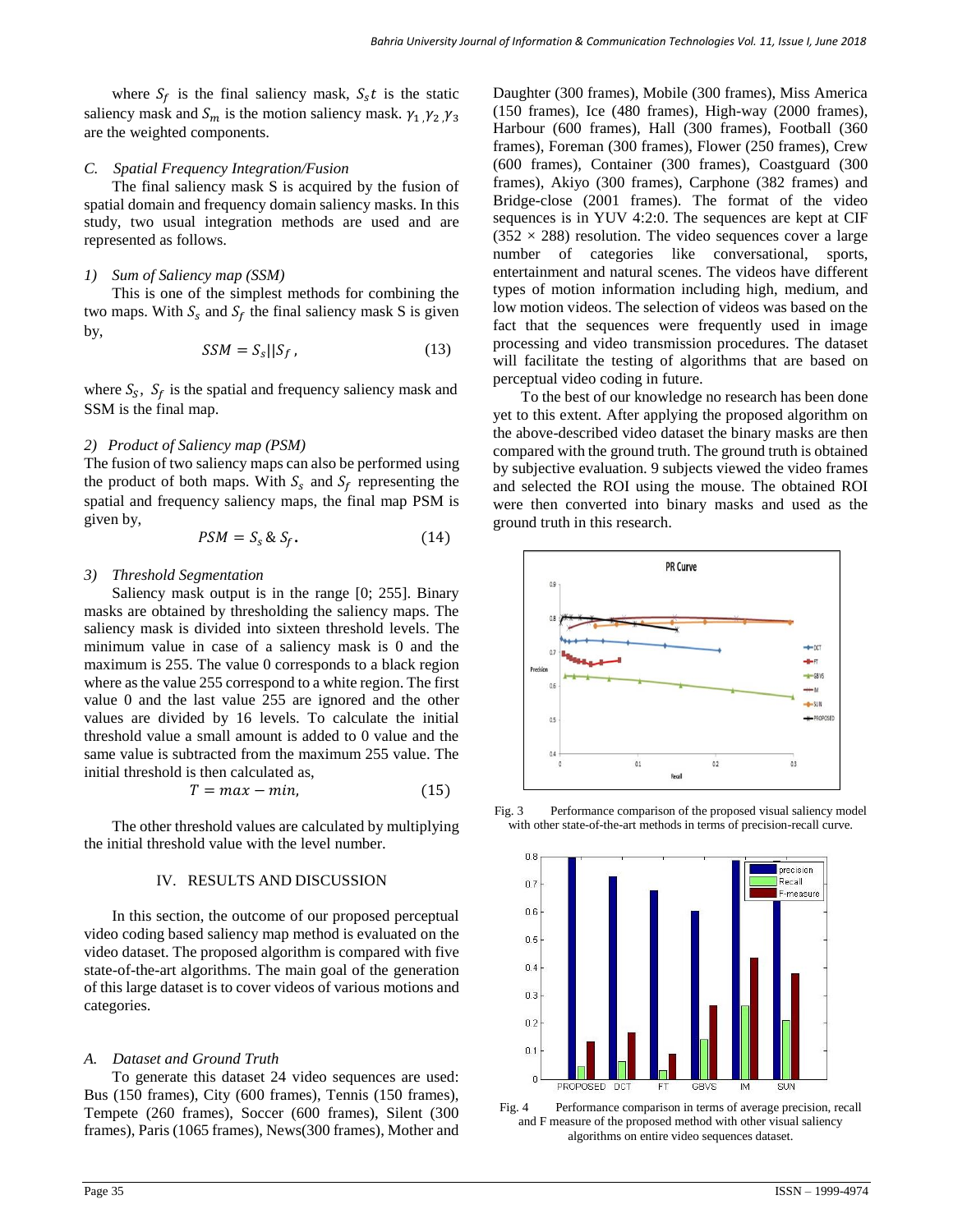where $S_f$ is the final saliency mask, $S_st$ is the static saliency mask and $S_m$ is the motion saliency mask. $\gamma_1, \gamma_2, \gamma_3$ are the weighted components.

### C. Spatial Frequency Integration/Fusion

The final saliency mask S is acquired by the fusion of spatial domain and frequency domain saliency masks. In this study, two usual integration methods are used and are represented as follows.

#### 1) Sum of Saliency map (SSM)

This is one of the simplest methods for combining the two maps. With $S_s$ and $S_f$ the final saliency mask S is given by,

$$SSM = S_s || S_f \,, \qquad (13)$$

where $S_S$, $S_f$ is the spatial and frequency saliency mask and SSM is the final map.

#### 2) Product of Saliency map (PSM)

The fusion of two saliency maps can also be performed using the product of both maps. With $S_s$ and $S_f$ representing the spatial and frequency saliency maps, the final map PSM is given by,

$$PSM = S_s \,\&\, S_f . \qquad (14)$$

#### 3) Threshold Segmentation

Saliency mask output is in the range [0; 255]. Binary masks are obtained by thresholding the saliency maps. The saliency mask is divided into sixteen threshold levels. The minimum value in case of a saliency mask is 0 and the maximum is 255. The value 0 corresponds to a black region where as the value 255 correspond to a white region. The first value 0 and the last value 255 are ignored and the other values are divided by 16 levels. To calculate the initial threshold value a small amount is added to 0 value and the same value is subtracted from the maximum 255 value. The initial threshold is then calculated as,

$$T = max - min, \qquad (15)$$

The other threshold values are calculated by multiplying the initial threshold value with the level number.

## IV. RESULTS AND DISCUSSION

In this section, the outcome of our proposed perceptual video coding based saliency map method is evaluated on the video dataset. The proposed algorithm is compared with five state-of-the-art algorithms. The main goal of the generation of this large dataset is to cover videos of various motions and categories.

### A. Dataset and Ground Truth

To generate this dataset 24 video sequences are used: Bus (150 frames), City (600 frames), Tennis (150 frames), Tempete (260 frames), Soccer (600 frames), Silent (300 frames), Paris (1065 frames), News(300 frames), Mother and Daughter (300 frames), Mobile (300 frames), Miss America (150 frames), Ice (480 frames), High-way (2000 frames), Harbour (600 frames), Hall (300 frames), Football (360 frames), Foreman (300 frames), Flower (250 frames), Crew (600 frames), Container (300 frames), Coastguard (300 frames), Akiyo (300 frames), Carphone (382 frames) and Bridge-close (2001 frames). The format of the video sequences is in YUV 4:2:0. The sequences are kept at CIF (352 × 288) resolution. The video sequences cover a large number of categories like conversational, sports, entertainment and natural scenes. The videos have different types of motion information including high, medium, and low motion videos. The selection of videos was based on the fact that the sequences were frequently used in image processing and video transmission procedures. The dataset will facilitate the testing of algorithms that are based on perceptual video coding in future.

To the best of our knowledge no research has been done yet to this extent. After applying the proposed algorithm on the above-described video dataset the binary masks are then compared with the ground truth. The ground truth is obtained by subjective evaluation. 9 subjects viewed the video frames and selected the ROI using the mouse. The obtained ROI were then converted into binary masks and used as the ground truth in this research.

Fig. 3 Performance comparison of the proposed visual saliency model with other state-of-the-art methods in terms of precision-recall curve.

Fig. 4 Performance comparison in terms of average precision, recall and F measure of the proposed method with other visual saliency algorithms on entire video sequences dataset.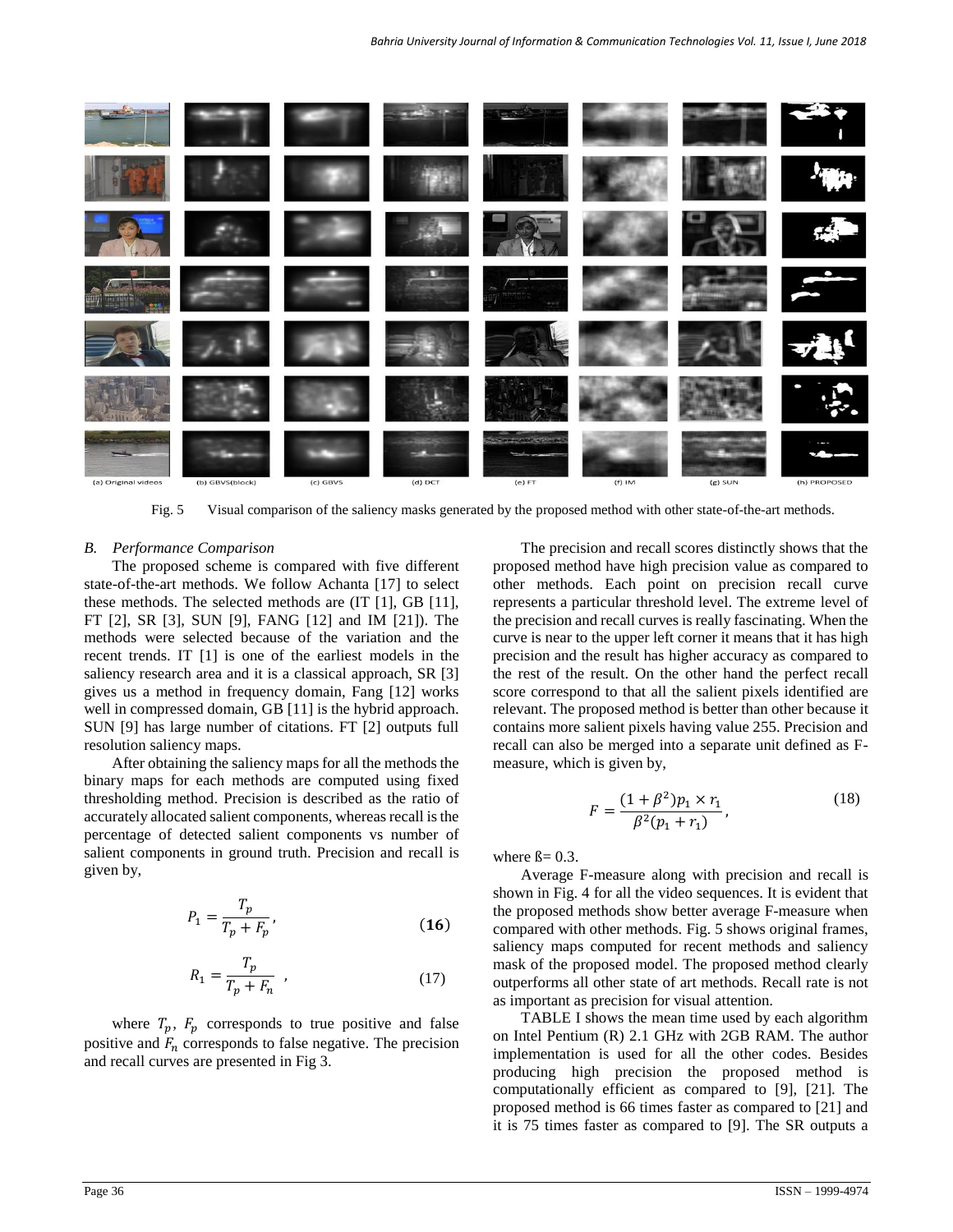Fig. 5 Visual comparison of the saliency masks generated by the proposed method with other state-of-the-art methods.

### B. Performance Comparison

The proposed scheme is compared with five different state-of-the-art methods. We follow Achanta [17] to select these methods. The selected methods are (IT [1], GB [11], FT [2], SR [3], SUN [9], FANG [12] and IM [21]). The methods were selected because of the variation and the recent trends. IT [1] is one of the earliest models in the saliency research area and it is a classical approach, SR [3] gives us a method in frequency domain, Fang [12] works well in compressed domain, GB [11] is the hybrid approach. SUN [9] has large number of citations. FT [2] outputs full resolution saliency maps.

After obtaining the saliency maps for all the methods the binary maps for each methods are computed using fixed thresholding method. Precision is described as the ratio of accurately allocated salient components, whereas recall is the percentage of detected salient components vs number of salient components in ground truth. Precision and recall is given by,

$$P_1 = \frac{T_p}{T_p + F_p}, \tag{16}$$

$$R_1 = \frac{T_p}{T_p + F_n}, \tag{17}$$

where $T_p$, $F_p$ corresponds to true positive and false positive and $F_n$ corresponds to false negative. The precision and recall curves are presented in Fig 3.

The precision and recall scores distinctly shows that the proposed method have high precision value as compared to other methods. Each point on precision recall curve represents a particular threshold level. The extreme level of the precision and recall curves is really fascinating. When the curve is near to the upper left corner it means that it has high precision and the result has higher accuracy as compared to the rest of the result. On the other hand the perfect recall score correspond to that all the salient pixels identified are relevant. The proposed method is better than other because it contains more salient pixels having value 255. Precision and recall can also be merged into a separate unit defined as F-measure, which is given by,

$$F = \frac{(1+\beta^2)p_1 \times r_1}{\beta^2(p_1 + r_1)}, \tag{18}$$

where ß= 0.3.

Average F-measure along with precision and recall is shown in Fig. 4 for all the video sequences. It is evident that the proposed methods show better average F-measure when compared with other methods. Fig. 5 shows original frames, saliency maps computed for recent methods and saliency mask of the proposed model. The proposed method clearly outperforms all other state of art methods. Recall rate is not as important as precision for visual attention.

TABLE I shows the mean time used by each algorithm on Intel Pentium (R) 2.1 GHz with 2GB RAM. The author implementation is used for all the other codes. Besides producing high precision the proposed method is computationally efficient as compared to [9], [21]. The proposed method is 66 times faster as compared to [21] and it is 75 times faster as compared to [9]. The SR outputs a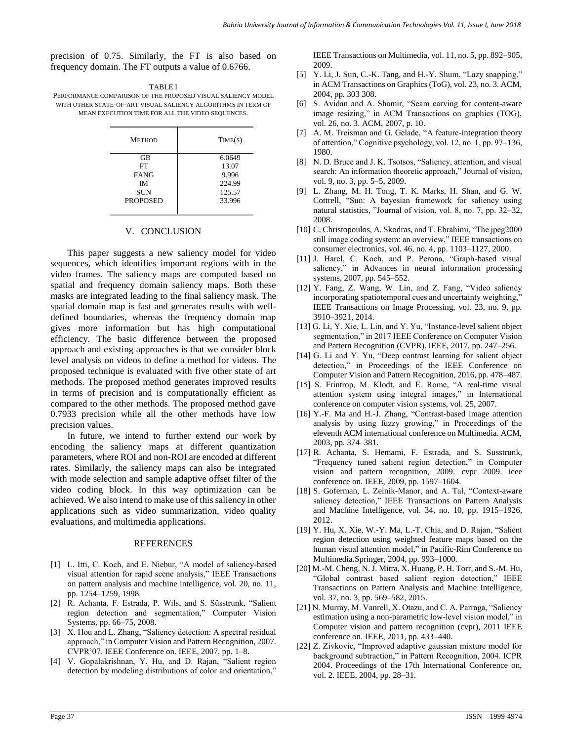precision of 0.75. Similarly, the FT is also based on frequency domain. The FT outputs a value of 0.6766.

TABLE I
PERFORMANCE COMPARISON OF THE PROPOSED VISUAL SALIENCY MODEL WITH OTHER STATE-OF-ART VISUAL SALIENCY ALGORITHMS IN TERM OF MEAN EXECUTION TIME FOR ALL THE VIDEO SEQUENCES.

| METHOD | TIME(S) |
| --- | --- |
| GB | 6.0649 |
| FT | 13.07 |
| FANG | 9.996 |
| IM | 224.99 |
| SUN | 125.57 |
| PROPOSED | 33.996 |

## V. CONCLUSION

This paper suggests a new saliency model for video sequences, which identifies important regions with in the video frames. The saliency maps are computed based on spatial and frequency domain saliency maps. Both these masks are integrated leading to the final saliency mask. The spatial domain map is fast and generates results with well-defined boundaries, whereas the frequency domain map gives more information but has high computational efficiency. The basic difference between the proposed approach and existing approaches is that we consider block level analysis on videos to define a method for videos. The proposed technique is evaluated with five other state of art methods. The proposed method generates improved results in terms of precision and is computationally efficient as compared to the other methods. The proposed method gave 0.7933 precision while all the other methods have low precision values.

In future, we intend to further extend our work by encoding the saliency maps at different quantization parameters, where ROI and non-ROI are encoded at different rates. Similarly, the saliency maps can also be integrated with mode selection and sample adaptive offset filter of the video coding block. In this way optimization can be achieved. We also intend to make use of this saliency in other applications such as video summarization, video quality evaluations, and multimedia applications.

## REFERENCES

[1] L. Itti, C. Koch, and E. Niebur, "A model of saliency-based visual attention for rapid scene analysis," IEEE Transactions on pattern analysis and machine intelligence, vol. 20, no. 11, pp. 1254–1259, 1998.

[2] R. Achanta, F. Estrada, P. Wils, and S. Süsstrunk, "Salient region detection and segmentation," Computer Vision Systems, pp. 66–75, 2008.

[3] X. Hou and L. Zhang, "Saliency detection: A spectral residual approach," in Computer Vision and Pattern Recognition, 2007. CVPR'07. IEEE Conference on. IEEE, 2007, pp. 1–8.

[4] V. Gopalakrishnan, Y. Hu, and D. Rajan, "Salient region detection by modeling distributions of color and orientation," IEEE Transactions on Multimedia, vol. 11, no. 5, pp. 892–905, 2009.

[5] Y. Li, J. Sun, C.-K. Tang, and H.-Y. Shum, "Lazy snapping," in ACM Transactions on Graphics (ToG), vol. 23, no. 3. ACM, 2004, pp. 303 308.

[6] S. Avidan and A. Shamir, "Seam carving for content-aware image resizing," in ACM Transactions on graphics (TOG), vol. 26, no. 3. ACM, 2007, p. 10.

[7] A. M. Treisman and G. Gelade, "A feature-integration theory of attention," Cognitive psychology, vol. 12, no. 1, pp. 97–136, 1980.

[8] N. D. Bruce and J. K. Tsotsos, "Saliency, attention, and visual search: An information theoretic approach," Journal of vision, vol. 9, no. 3, pp. 5–5, 2009.

[9] L. Zhang, M. H. Tong, T. K. Marks, H. Shan, and G. W. Cottrell, "Sun: A bayesian framework for saliency using natural statistics, "Journal of vision, vol. 8, no. 7, pp. 32–32, 2008.

[10] C. Christopoulos, A. Skodras, and T. Ebrahimi, "The jpeg2000 still image coding system: an overview," IEEE transactions on consumer electronics, vol. 46, no. 4, pp. 1103–1127, 2000.

[11] J. Harel, C. Koch, and P. Perona, "Graph-based visual saliency," in Advances in neural information processing systems, 2007, pp. 545–552.

[12] Y. Fang, Z. Wang, W. Lin, and Z. Fang, "Video saliency incorporating spatiotemporal cues and uncertainty weighting," IEEE Transactions on Image Processing, vol. 23, no. 9, pp. 3910–3921, 2014.

[13] G. Li, Y. Xie, L. Lin, and Y. Yu, "Instance-level salient object segmentation," in 2017 IEEE Conference on Computer Vision and Pattern Recognition (CVPR). IEEE, 2017, pp. 247–256.

[14] G. Li and Y. Yu, "Deep contrast learning for salient object detection," in Proceedings of the IEEE Conference on Computer Vision and Pattern Recognition, 2016, pp. 478–487.

[15] S. Frintrop, M. Klodt, and E. Rome, "A real-time visual attention system using integral images," in International conference on computer vision systems, vol. 25, 2007.

[16] Y.-F. Ma and H.-J. Zhang, "Contrast-based image attention analysis by using fuzzy growing," in Proceedings of the eleventh ACM international conference on Multimedia. ACM, 2003, pp. 374–381.

[17] R. Achanta, S. Hemami, F. Estrada, and S. Susstrunk, "Frequency tuned salient region detection," in Computer vision and pattern recognition, 2009. cvpr 2009. ieee conference on. IEEE, 2009, pp. 1597–1604.

[18] S. Goferman, L. Zelnik-Manor, and A. Tal, "Context-aware saliency detection," IEEE Transactions on Pattern Analysis and Machine Intelligence, vol. 34, no. 10, pp. 1915–1926, 2012.

[19] Y. Hu, X. Xie, W.-Y. Ma, L.-T. Chia, and D. Rajan, "Salient region detection using weighted feature maps based on the human visual attention model," in Pacific-Rim Conference on Multimedia.Springer, 2004, pp. 993–1000.

[20] M.-M. Cheng, N. J. Mitra, X. Huang, P. H. Torr, and S.-M. Hu, "Global contrast based salient region detection," IEEE Transactions on Pattern Analysis and Machine Intelligence, vol. 37, no. 3, pp. 569–582, 2015.

[21] N. Murray, M. Vanrell, X. Otazu, and C. A. Parraga, "Saliency estimation using a non-parametric low-level vision model," in Computer vision and pattern recognition (cvpr), 2011 IEEE conference on. IEEE, 2011, pp. 433–440.

[22] Z. Zivkovic, "Improved adaptive gaussian mixture model for background subtraction," in Pattern Recognition, 2004. ICPR 2004. Proceedings of the 17th International Conference on, vol. 2. IEEE, 2004, pp. 28–31.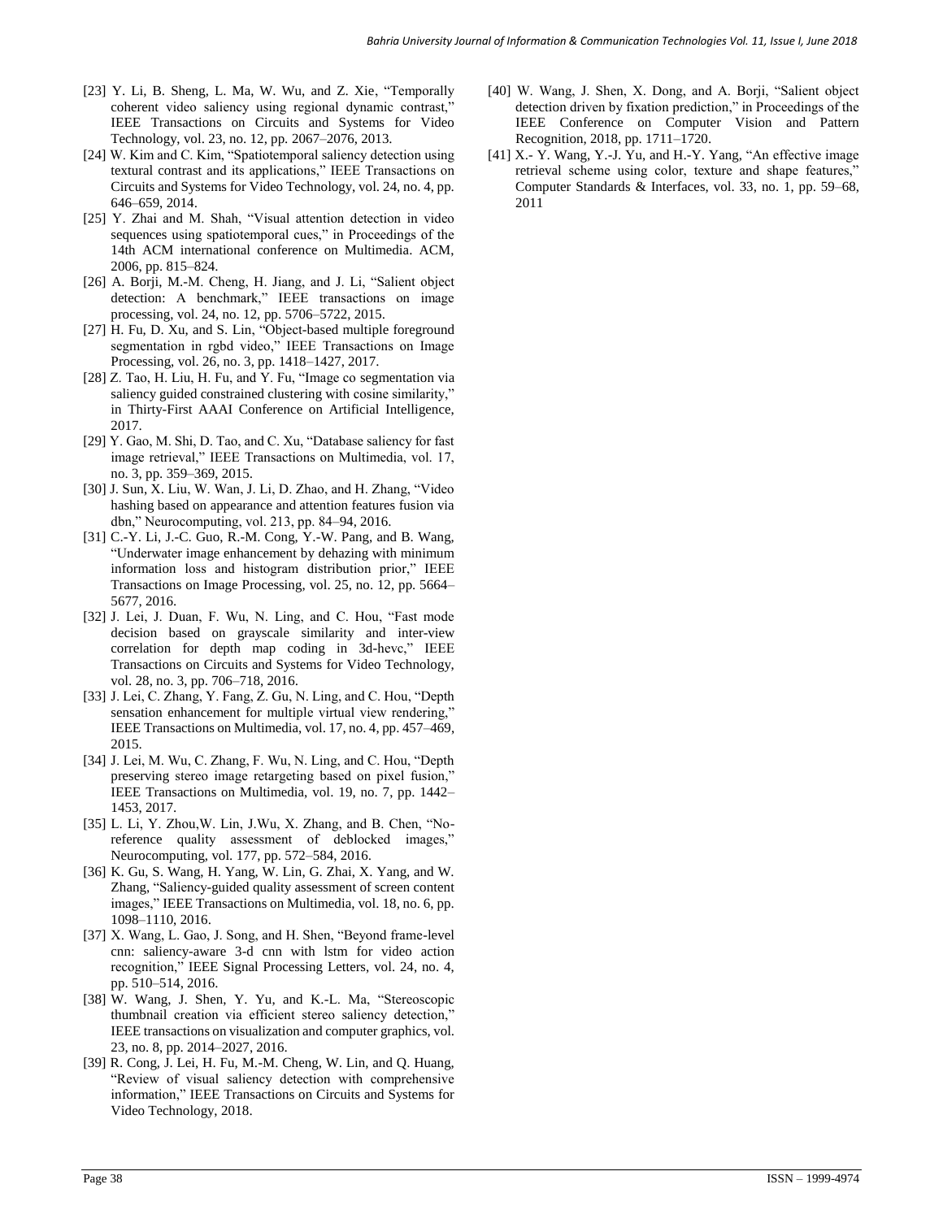[23] Y. Li, B. Sheng, L. Ma, W. Wu, and Z. Xie, "Temporally coherent video saliency using regional dynamic contrast," IEEE Transactions on Circuits and Systems for Video Technology, vol. 23, no. 12, pp. 2067–2076, 2013.

[24] W. Kim and C. Kim, "Spatiotemporal saliency detection using textural contrast and its applications," IEEE Transactions on Circuits and Systems for Video Technology, vol. 24, no. 4, pp. 646–659, 2014.

[25] Y. Zhai and M. Shah, "Visual attention detection in video sequences using spatiotemporal cues," in Proceedings of the 14th ACM international conference on Multimedia. ACM, 2006, pp. 815–824.

[26] A. Borji, M.-M. Cheng, H. Jiang, and J. Li, "Salient object detection: A benchmark," IEEE transactions on image processing, vol. 24, no. 12, pp. 5706–5722, 2015.

[27] H. Fu, D. Xu, and S. Lin, "Object-based multiple foreground segmentation in rgbd video," IEEE Transactions on Image Processing, vol. 26, no. 3, pp. 1418–1427, 2017.

[28] Z. Tao, H. Liu, H. Fu, and Y. Fu, "Image co segmentation via saliency guided constrained clustering with cosine similarity," in Thirty-First AAAI Conference on Artificial Intelligence, 2017.

[29] Y. Gao, M. Shi, D. Tao, and C. Xu, "Database saliency for fast image retrieval," IEEE Transactions on Multimedia, vol. 17, no. 3, pp. 359–369, 2015.

[30] J. Sun, X. Liu, W. Wan, J. Li, D. Zhao, and H. Zhang, "Video hashing based on appearance and attention features fusion via dbn," Neurocomputing, vol. 213, pp. 84–94, 2016.

[31] C.-Y. Li, J.-C. Guo, R.-M. Cong, Y.-W. Pang, and B. Wang, "Underwater image enhancement by dehazing with minimum information loss and histogram distribution prior," IEEE Transactions on Image Processing, vol. 25, no. 12, pp. 5664–5677, 2016.

[32] J. Lei, J. Duan, F. Wu, N. Ling, and C. Hou, "Fast mode decision based on grayscale similarity and inter-view correlation for depth map coding in 3d-hevc," IEEE Transactions on Circuits and Systems for Video Technology, vol. 28, no. 3, pp. 706–718, 2016.

[33] J. Lei, C. Zhang, Y. Fang, Z. Gu, N. Ling, and C. Hou, "Depth sensation enhancement for multiple virtual view rendering," IEEE Transactions on Multimedia, vol. 17, no. 4, pp. 457–469, 2015.

[34] J. Lei, M. Wu, C. Zhang, F. Wu, N. Ling, and C. Hou, "Depth preserving stereo image retargeting based on pixel fusion," IEEE Transactions on Multimedia, vol. 19, no. 7, pp. 1442–1453, 2017.

[35] L. Li, Y. Zhou,W. Lin, J.Wu, X. Zhang, and B. Chen, "No-reference quality assessment of deblocked images," Neurocomputing, vol. 177, pp. 572–584, 2016.

[36] K. Gu, S. Wang, H. Yang, W. Lin, G. Zhai, X. Yang, and W. Zhang, "Saliency-guided quality assessment of screen content images," IEEE Transactions on Multimedia, vol. 18, no. 6, pp. 1098–1110, 2016.

[37] X. Wang, L. Gao, J. Song, and H. Shen, "Beyond frame-level cnn: saliency-aware 3-d cnn with lstm for video action recognition," IEEE Signal Processing Letters, vol. 24, no. 4, pp. 510–514, 2016.

[38] W. Wang, J. Shen, Y. Yu, and K.-L. Ma, "Stereoscopic thumbnail creation via efficient stereo saliency detection," IEEE transactions on visualization and computer graphics, vol. 23, no. 8, pp. 2014–2027, 2016.

[39] R. Cong, J. Lei, H. Fu, M.-M. Cheng, W. Lin, and Q. Huang, "Review of visual saliency detection with comprehensive information," IEEE Transactions on Circuits and Systems for Video Technology, 2018.

[40] W. Wang, J. Shen, X. Dong, and A. Borji, "Salient object detection driven by fixation prediction," in Proceedings of the IEEE Conference on Computer Vision and Pattern Recognition, 2018, pp. 1711–1720.

[41] X.- Y. Wang, Y.-J. Yu, and H.-Y. Yang, "An effective image retrieval scheme using color, texture and shape features," Computer Standards & Interfaces, vol. 33, no. 1, pp. 59–68, 2011